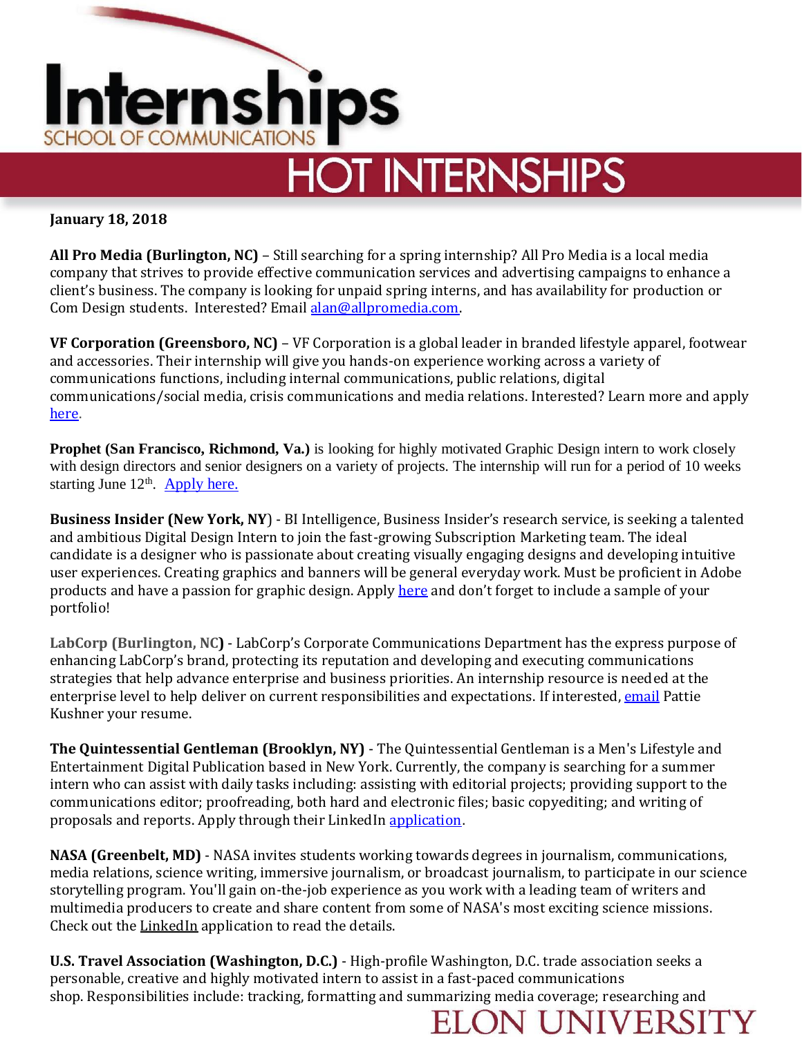# Internships
SCHOOL OF COMMUNICATIONS

# HOT INTERNSHIPS

**January 18, 2018**

**All Pro Media (Burlington, NC)** – Still searching for a spring internship? All Pro Media is a local media company that strives to provide effective communication services and advertising campaigns to enhance a client's business. The company is looking for unpaid spring interns, and has availability for production or Com Design students. Interested? Email alan@allpromedia.com.

**VF Corporation (Greensboro, NC)** – VF Corporation is a global leader in branded lifestyle apparel, footwear and accessories. Their internship will give you hands-on experience working across a variety of communications functions, including internal communications, public relations, digital communications/social media, crisis communications and media relations. Interested? Learn more and apply here.

**Prophet (San Francisco, Richmond, Va.)** is looking for highly motivated Graphic Design intern to work closely with design directors and senior designers on a variety of projects. The internship will run for a period of 10 weeks starting June 12th. Apply here.

**Business Insider (New York, NY)** - BI Intelligence, Business Insider's research service, is seeking a talented and ambitious Digital Design Intern to join the fast-growing Subscription Marketing team. The ideal candidate is a designer who is passionate about creating visually engaging designs and developing intuitive user experiences. Creating graphics and banners will be general everyday work. Must be proficient in Adobe products and have a passion for graphic design. Apply here and don't forget to include a sample of your portfolio!

**LabCorp (Burlington, NC)** - LabCorp's Corporate Communications Department has the express purpose of enhancing LabCorp's brand, protecting its reputation and developing and executing communications strategies that help advance enterprise and business priorities. An internship resource is needed at the enterprise level to help deliver on current responsibilities and expectations. If interested, email Pattie Kushner your resume.

**The Quintessential Gentleman (Brooklyn, NY)** - The Quintessential Gentleman is a Men's Lifestyle and Entertainment Digital Publication based in New York. Currently, the company is searching for a summer intern who can assist with daily tasks including: assisting with editorial projects; providing support to the communications editor; proofreading, both hard and electronic files; basic copyediting; and writing of proposals and reports. Apply through their LinkedIn application.

**NASA (Greenbelt, MD)** - NASA invites students working towards degrees in journalism, communications, media relations, science writing, immersive journalism, or broadcast journalism, to participate in our science storytelling program. You'll gain on-the-job experience as you work with a leading team of writers and multimedia producers to create and share content from some of NASA's most exciting science missions. Check out the LinkedIn application to read the details.

**U.S. Travel Association (Washington, D.C.)** - High-profile Washington, D.C. trade association seeks a personable, creative and highly motivated intern to assist in a fast-paced communications shop. Responsibilities include: tracking, formatting and summarizing media coverage; researching and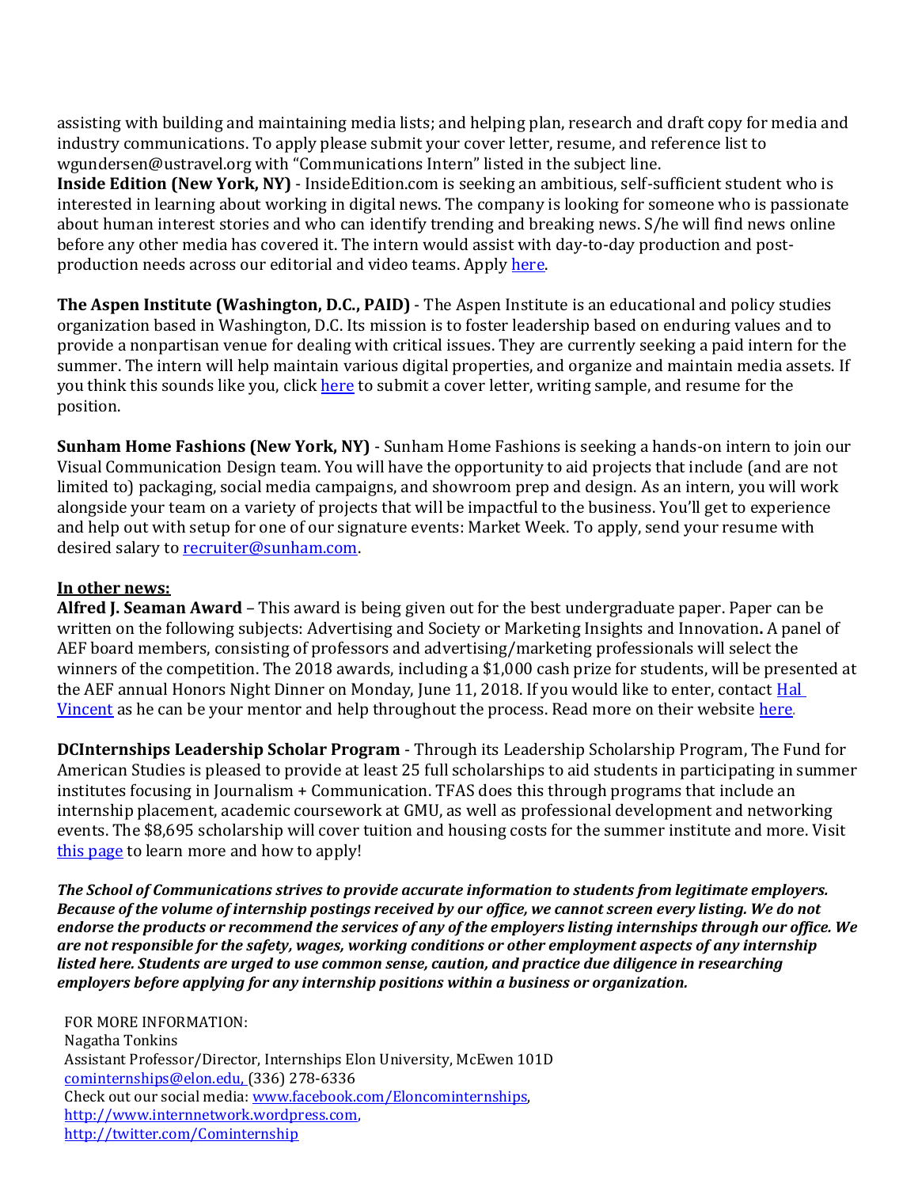assisting with building and maintaining media lists; and helping plan, research and draft copy for media and industry communications. To apply please submit your cover letter, resume, and reference list to wgundersen@ustravel.org with "Communications Intern" listed in the subject line.

**Inside Edition (New York, NY)** - InsideEdition.com is seeking an ambitious, self-sufficient student who is interested in learning about working in digital news. The company is looking for someone who is passionate about human interest stories and who can identify trending and breaking news. S/he will find news online before any other media has covered it. The intern would assist with day-to-day production and post-production needs across our editorial and video teams. Apply here.

**The Aspen Institute (Washington, D.C., PAID)** - The Aspen Institute is an educational and policy studies organization based in Washington, D.C. Its mission is to foster leadership based on enduring values and to provide a nonpartisan venue for dealing with critical issues. They are currently seeking a paid intern for the summer. The intern will help maintain various digital properties, and organize and maintain media assets. If you think this sounds like you, click here to submit a cover letter, writing sample, and resume for the position.

**Sunham Home Fashions (New York, NY)** - Sunham Home Fashions is seeking a hands-on intern to join our Visual Communication Design team. You will have the opportunity to aid projects that include (and are not limited to) packaging, social media campaigns, and showroom prep and design. As an intern, you will work alongside your team on a variety of projects that will be impactful to the business. You'll get to experience and help out with setup for one of our signature events: Market Week. To apply, send your resume with desired salary to recruiter@sunham.com.

**In other news:**

**Alfred J. Seaman Award** – This award is being given out for the best undergraduate paper. Paper can be written on the following subjects: Advertising and Society or Marketing Insights and Innovation**.** A panel of AEF board members, consisting of professors and advertising/marketing professionals will select the winners of the competition. The 2018 awards, including a $1,000 cash prize for students, will be presented at the AEF annual Honors Night Dinner on Monday, June 11, 2018. If you would like to enter, contact Hal Vincent as he can be your mentor and help throughout the process. Read more on their website here.

**DCInternships Leadership Scholar Program** - Through its Leadership Scholarship Program, The Fund for American Studies is pleased to provide at least 25 full scholarships to aid students in participating in summer institutes focusing in Journalism + Communication. TFAS does this through programs that include an internship placement, academic coursework at GMU, as well as professional development and networking events. The $8,695 scholarship will cover tuition and housing costs for the summer institute and more. Visit this page to learn more and how to apply!

***The School of Communications strives to provide accurate information to students from legitimate employers. Because of the volume of internship postings received by our office, we cannot screen every listing. We do not endorse the products or recommend the services of any of the employers listing internships through our office. We are not responsible for the safety, wages, working conditions or other employment aspects of any internship listed here. Students are urged to use common sense, caution, and practice due diligence in researching employers before applying for any internship positions within a business or organization.***

FOR MORE INFORMATION:
Nagatha Tonkins
Assistant Professor/Director, Internships Elon University, McEwen 101D
cominternships@elon.edu, (336) 278-6336
Check out our social media: www.facebook.com/Eloncominternships,
http://www.internnetwork.wordpress.com,
http://twitter.com/Cominternship